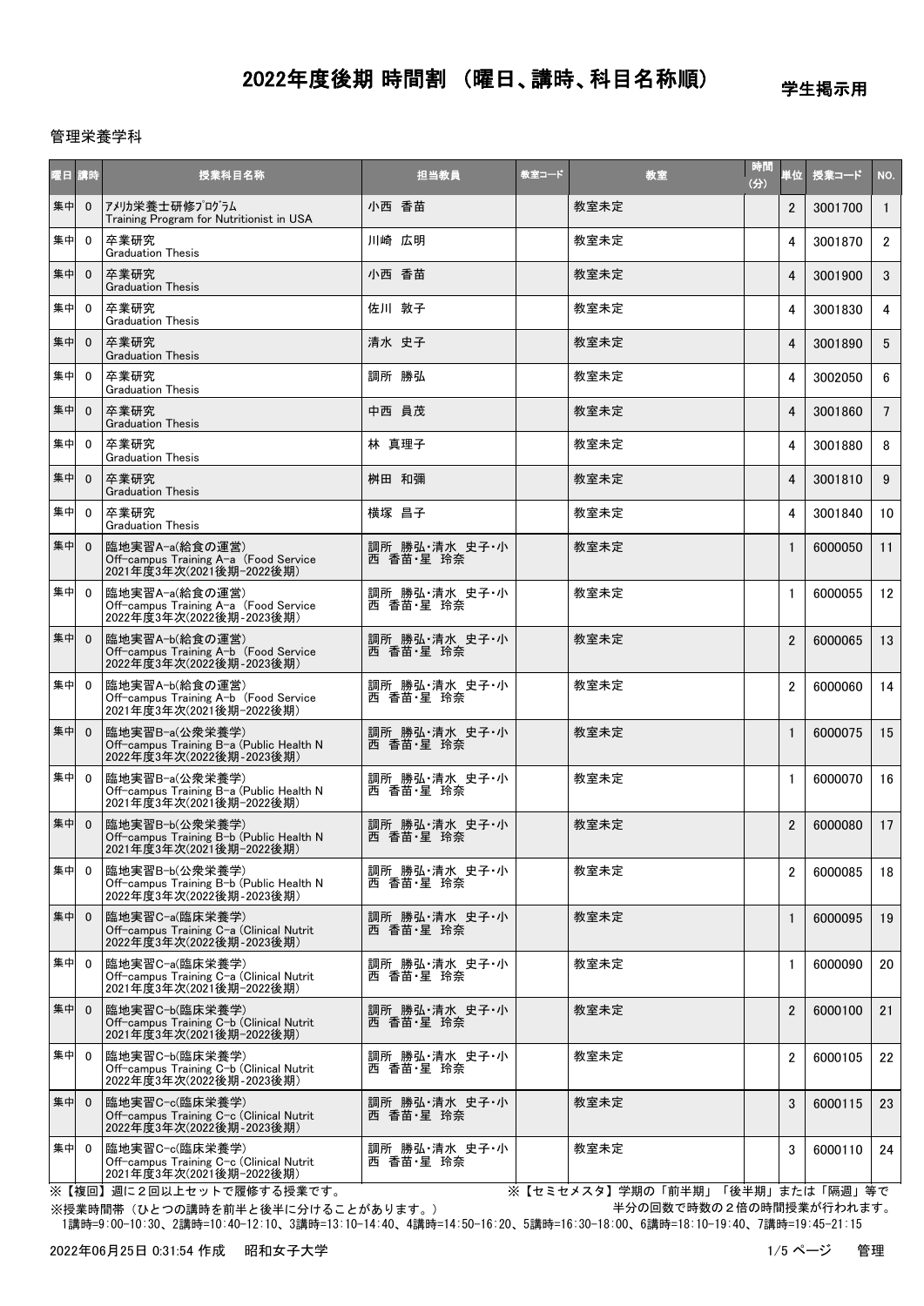# 2022年度後期 時間割 （曜日、講時、科目名称順）

学生掲示用

管理栄養学科

| 曜日 | 講時 | 授業科目名称 | 担当教員 | 教室コード | 教室 | 時間(分) | 単位 | 授業コード | NO. |
|---|---|---|---|---|---|---|---|---|---|
| 集中 | 0 | ｱﾒﾘｶ栄養士研修ﾌﾟﾛｸﾞﾗﾑ<br>Training Program for Nutritionist in USA | 小西 香苗 | | 教室未定 | | 2 | 3001700 | 1 |
| 集中 | 0 | 卒業研究<br>Graduation Thesis | 川崎 広明 | | 教室未定 | | 4 | 3001870 | 2 |
| 集中 | 0 | 卒業研究<br>Graduation Thesis | 小西 香苗 | | 教室未定 | | 4 | 3001900 | 3 |
| 集中 | 0 | 卒業研究<br>Graduation Thesis | 佐川 敦子 | | 教室未定 | | 4 | 3001830 | 4 |
| 集中 | 0 | 卒業研究<br>Graduation Thesis | 清水 史子 | | 教室未定 | | 4 | 3001890 | 5 |
| 集中 | 0 | 卒業研究<br>Graduation Thesis | 調所 勝弘 | | 教室未定 | | 4 | 3002050 | 6 |
| 集中 | 0 | 卒業研究<br>Graduation Thesis | 中西 員茂 | | 教室未定 | | 4 | 3001860 | 7 |
| 集中 | 0 | 卒業研究<br>Graduation Thesis | 林 真理子 | | 教室未定 | | 4 | 3001880 | 8 |
| 集中 | 0 | 卒業研究<br>Graduation Thesis | 桝田 和彌 | | 教室未定 | | 4 | 3001810 | 9 |
| 集中 | 0 | 卒業研究<br>Graduation Thesis | 横塚 昌子 | | 教室未定 | | 4 | 3001840 | 10 |
| 集中 | 0 | 臨地実習A-a(給食の運営)<br>Off-campus Training A-a (Food Service<br>2021年度3年次(2021後期-2022後期) | 調所 勝弘・清水 史子・小西 香苗・星 玲奈 | | 教室未定 | | 1 | 6000050 | 11 |
| 集中 | 0 | 臨地実習A-a(給食の運営)<br>Off-campus Training A-a (Food Service<br>2022年度3年次(2022後期-2023後期) | 調所 勝弘・清水 史子・小西 香苗・星 玲奈 | | 教室未定 | | 1 | 6000055 | 12 |
| 集中 | 0 | 臨地実習A-b(給食の運営)<br>Off-campus Training A-b (Food Service<br>2022年度3年次(2022後期-2023後期) | 調所 勝弘・清水 史子・小西 香苗・星 玲奈 | | 教室未定 | | 2 | 6000065 | 13 |
| 集中 | 0 | 臨地実習A-b(給食の運営)<br>Off-campus Training A-b (Food Service<br>2021年度3年次(2021後期-2022後期) | 調所 勝弘・清水 史子・小西 香苗・星 玲奈 | | 教室未定 | | 2 | 6000060 | 14 |
| 集中 | 0 | 臨地実習B-a(公衆栄養学)<br>Off-campus Training B-a (Public Health N<br>2022年度3年次(2022後期-2023後期) | 調所 勝弘・清水 史子・小西 香苗・星 玲奈 | | 教室未定 | | 1 | 6000075 | 15 |
| 集中 | 0 | 臨地実習B-a(公衆栄養学)<br>Off-campus Training B-a (Public Health N<br>2021年度3年次(2021後期-2022後期) | 調所 勝弘・清水 史子・小西 香苗・星 玲奈 | | 教室未定 | | 1 | 6000070 | 16 |
| 集中 | 0 | 臨地実習B-b(公衆栄養学)<br>Off-campus Training B-b (Public Health N<br>2021年度3年次(2021後期-2022後期) | 調所 勝弘・清水 史子・小西 香苗・星 玲奈 | | 教室未定 | | 2 | 6000080 | 17 |
| 集中 | 0 | 臨地実習B-b(公衆栄養学)<br>Off-campus Training B-b (Public Health N<br>2022年度3年次(2022後期-2023後期) | 調所 勝弘・清水 史子・小西 香苗・星 玲奈 | | 教室未定 | | 2 | 6000085 | 18 |
| 集中 | 0 | 臨地実習C-a(臨床栄養学)<br>Off-campus Training C-a (Clinical Nutrit<br>2022年度3年次(2022後期-2023後期) | 調所 勝弘・清水 史子・小西 香苗・星 玲奈 | | 教室未定 | | 1 | 6000095 | 19 |
| 集中 | 0 | 臨地実習C-a(臨床栄養学)<br>Off-campus Training C-a (Clinical Nutrit<br>2021年度3年次(2021後期-2022後期) | 調所 勝弘・清水 史子・小西 香苗・星 玲奈 | | 教室未定 | | 1 | 6000090 | 20 |
| 集中 | 0 | 臨地実習C-b(臨床栄養学)<br>Off-campus Training C-b (Clinical Nutrit<br>2021年度3年次(2021後期-2022後期) | 調所 勝弘・清水 史子・小西 香苗・星 玲奈 | | 教室未定 | | 2 | 6000100 | 21 |
| 集中 | 0 | 臨地実習C-b(臨床栄養学)<br>Off-campus Training C-b (Clinical Nutrit<br>2022年度3年次(2022後期-2023後期) | 調所 勝弘・清水 史子・小西 香苗・星 玲奈 | | 教室未定 | | 2 | 6000105 | 22 |
| 集中 | 0 | 臨地実習C-c(臨床栄養学)<br>Off-campus Training C-c (Clinical Nutrit<br>2022年度3年次(2022後期-2023後期) | 調所 勝弘・清水 史子・小西 香苗・星 玲奈 | | 教室未定 | | 3 | 6000115 | 23 |
| 集中 | 0 | 臨地実習C-c(臨床栄養学)<br>Off-campus Training C-c (Clinical Nutrit<br>2021年度3年次(2021後期-2022後期) | 調所 勝弘・清水 史子・小西 香苗・星 玲奈 | | 教室未定 | | 3 | 6000110 | 24 |

※【複回】週に２回以上セットで履修する授業です。

※【セミセメスタ】学期の「前半期」「後半期」または「隔週」等で半分の回数で時数の２倍の時間授業が行われます。

※授業時間帯（ひとつの講時を前半と後半に分けることがあります。）

1講時=9:00-10:30、2講時=10:40-12:10、3講時=13:10-14:40、4講時=14:50-16:20、5講時=16:30-18:00、6講時=18:10-19:40、7講時=19:45-21:15

2022年06月25日 0:31:54 作成　昭和女子大学

管理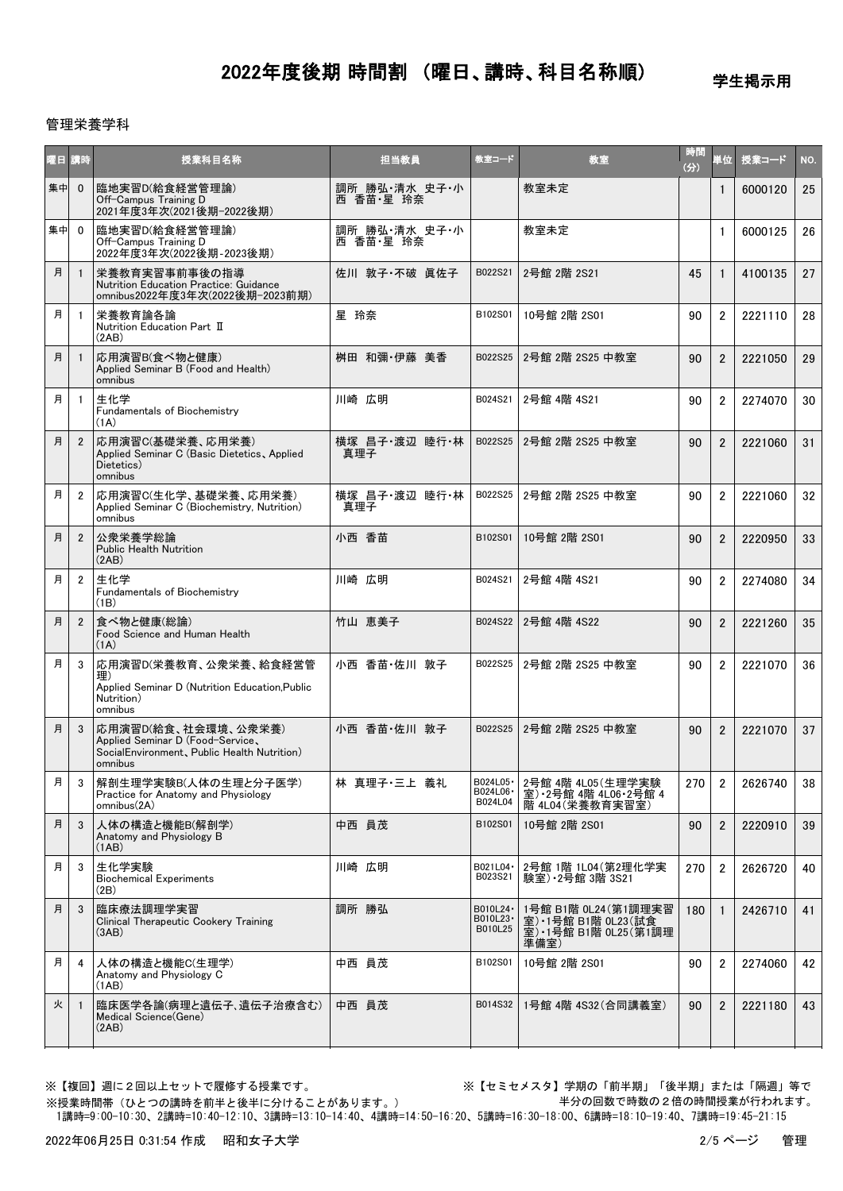# 2022年度後期 時間割 （曜日、講時、科目名称順）

学生掲示用

管理栄養学科

| 曜日 | 講時 | 授業科目名称 | 担当教員 | 教室コード | 教室 | 時間(分) | 単位 | 授業コード | NO. |
|---|---|---|---|---|---|---|---|---|---|
| 集中 | 0 | 臨地実習D(給食経営管理論)<br>Off-Campus Training D<br>2021年度3年次(2021後期-2022後期) | 調所 勝弘・清水 史子・小西 香苗・星 玲奈 | | 教室未定 | | 1 | 6000120 | 25 |
| 集中 | 0 | 臨地実習D(給食経営管理論)<br>Off-Campus Training D<br>2022年度3年次(2022後期-2023後期) | 調所 勝弘・清水 史子・小西 香苗・星 玲奈 | | 教室未定 | | 1 | 6000125 | 26 |
| 月 | 1 | 栄養教育実習事前事後の指導<br>Nutrition Education Practice: Guidance<br>omnibus2022年度3年次(2022後期-2023前期) | 佐川 敦子・不破 眞佐子 | B022S21 | 2号館 2階 2S21 | 45 | 1 | 4100135 | 27 |
| 月 | 1 | 栄養教育論各論<br>Nutrition Education Part Ⅱ<br>(2AB) | 星 玲奈 | B102S01 | 10号館 2階 2S01 | 90 | 2 | 2221110 | 28 |
| 月 | 1 | 応用演習B(食べ物と健康)<br>Applied Seminar B (Food and Health)<br>omnibus | 桝田 和彌・伊藤 美香 | B022S25 | 2号館 2階 2S25 中教室 | 90 | 2 | 2221050 | 29 |
| 月 | 1 | 生化学<br>Fundamentals of Biochemistry<br>(1A) | 川崎 広明 | B024S21 | 2号館 4階 4S21 | 90 | 2 | 2274070 | 30 |
| 月 | 2 | 応用演習C(基礎栄養、応用栄養)<br>Applied Seminar C (Basic Dietetics、Applied Dietetics)<br>omnibus | 横塚 昌子・渡辺 睦行・林 真理子 | B022S25 | 2号館 2階 2S25 中教室 | 90 | 2 | 2221060 | 31 |
| 月 | 2 | 応用演習C(生化学、基礎栄養、応用栄養)<br>Applied Seminar C (Biochemistry, Nutrition)<br>omnibus | 横塚 昌子・渡辺 睦行・林 真理子 | B022S25 | 2号館 2階 2S25 中教室 | 90 | 2 | 2221060 | 32 |
| 月 | 2 | 公衆栄養学総論<br>Public Health Nutrition<br>(2AB) | 小西 香苗 | B102S01 | 10号館 2階 2S01 | 90 | 2 | 2220950 | 33 |
| 月 | 2 | 生化学<br>Fundamentals of Biochemistry<br>(1B) | 川崎 広明 | B024S21 | 2号館 4階 4S21 | 90 | 2 | 2274080 | 34 |
| 月 | 2 | 食べ物と健康(総論)<br>Food Science and Human Health<br>(1A) | 竹山 恵美子 | B024S22 | 2号館 4階 4S22 | 90 | 2 | 2221260 | 35 |
| 月 | 3 | 応用演習D(栄養教育、公衆栄養、給食経営管理)<br>Applied Seminar D (Nutrition Education,Public Nutrition)<br>omnibus | 小西 香苗・佐川 敦子 | B022S25 | 2号館 2階 2S25 中教室 | 90 | 2 | 2221070 | 36 |
| 月 | 3 | 応用演習D(給食、社会環境、公衆栄養)<br>Applied Seminar D (Food-Service、SocialEnvironment、Public Health Nutrition)<br>omnibus | 小西 香苗・佐川 敦子 | B022S25 | 2号館 2階 2S25 中教室 | 90 | 2 | 2221070 | 37 |
| 月 | 3 | 解剖生理学実験B(人体の生理と分子医学)<br>Practice for Anatomy and Physiology<br>omnibus(2A) | 林 真理子・三上 義礼 | B024L05・B024L06・B024L04 | 2号館 4階 4L05(生理学実験室)・2号館 4階 4L06・2号館 4階 4L04(栄養教育実習室) | 270 | 2 | 2626740 | 38 |
| 月 | 3 | 人体の構造と機能B(解剖学)<br>Anatomy and Physiology B<br>(1AB) | 中西 員茂 | B102S01 | 10号館 2階 2S01 | 90 | 2 | 2220910 | 39 |
| 月 | 3 | 生化学実験<br>Biochemical Experiments<br>(2B) | 川崎 広明 | B021L04・B023S21 | 2号館 1階 1L04(第2理化学実験室)・2号館 3階 3S21 | 270 | 2 | 2626720 | 40 |
| 月 | 3 | 臨床療法調理学実習<br>Clinical Therapeutic Cookery Training<br>(3AB) | 調所 勝弘 | B010L24・B010L23・B010L25 | 1号館 B1階 0L24(第1調理実習室)・1号館 B1階 0L23(試食室)・1号館 B1階 0L25(第1調理準備室) | 180 | 1 | 2426710 | 41 |
| 月 | 4 | 人体の構造と機能C(生理学)<br>Anatomy and Physiology C<br>(1AB) | 中西 員茂 | B102S01 | 10号館 2階 2S01 | 90 | 2 | 2274060 | 42 |
| 火 | 1 | 臨床医学各論(病理と遺伝子、遺伝子治療含む)<br>Medical Science(Gene)<br>(2AB) | 中西 員茂 | B014S32 | 1号館 4階 4S32(合同講義室) | 90 | 2 | 2221180 | 43 |

※【複回】週に２回以上セットで履修する授業です。

※【セミセメスタ】学期の「前半期」「後半期」または「隔週」等で半分の回数で時数の２倍の時間授業が行われます。

※授業時間帯（ひとつの講時を前半と後半に分けることがあります。）

1講時=9:00-10:30、2講時=10:40-12:10、3講時=13:10-14:40、4講時=14:50-16:20、5講時=16:30-18:00、6講時=18:10-19:40、7講時=19:45-21:15

2022年06月25日 0:31:54 作成　昭和女子大学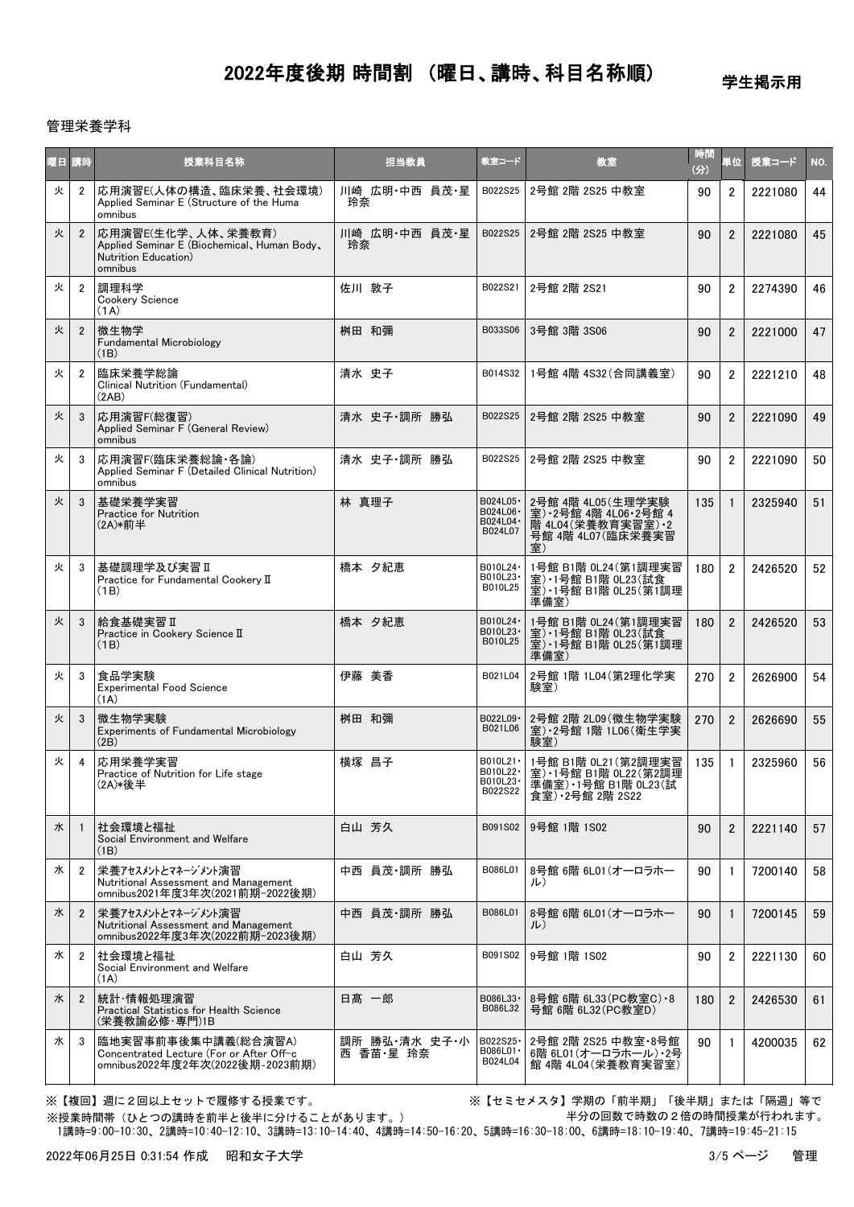# 2022年度後期 時間割 （曜日、講時、科目名称順）

学生掲示用

管理栄養学科

| 曜日 | 講時 | 授業科目名称 | 担当教員 | 教室コード | 教室 | 時間(分) | 単位 | 授業コード | NO. |
|---|---|---|---|---|---|---|---|---|---|
| 火 | 2 | 応用演習E(人体の構造、臨床栄養、社会環境)<br>Applied Seminar E (Structure of the Huma<br>omnibus | 川崎 広明・中西 員茂・星 玲奈 | B022S25 | 2号館 2階 2S25 中教室 | 90 | 2 | 2221080 | 44 |
| 火 | 2 | 応用演習E(生化学、人体、栄養教育)<br>Applied Seminar E (Biochemical、Human Body、Nutrition Education)<br>omnibus | 川崎 広明・中西 員茂・星 玲奈 | B022S25 | 2号館 2階 2S25 中教室 | 90 | 2 | 2221080 | 45 |
| 火 | 2 | 調理科学<br>Cookery Science<br>(1A) | 佐川 敦子 | B022S21 | 2号館 2階 2S21 | 90 | 2 | 2274390 | 46 |
| 火 | 2 | 微生物学<br>Fundamental Microbiology<br>(1B) | 桝田 和彌 | B033S06 | 3号館 3階 3S06 | 90 | 2 | 2221000 | 47 |
| 火 | 2 | 臨床栄養学総論<br>Clinical Nutrition (Fundamental)<br>(2AB) | 清水 史子 | B014S32 | 1号館 4階 4S32(合同講義室) | 90 | 2 | 2221210 | 48 |
| 火 | 3 | 応用演習F(総復習)<br>Applied Seminar F (General Review)<br>omnibus | 清水 史子・諏所 勝弘 | B022S25 | 2号館 2階 2S25 中教室 | 90 | 2 | 2221090 | 49 |
| 火 | 3 | 応用演習F(臨床栄養総論・各論)<br>Applied Seminar F (Detailed Clinical Nutrition)<br>omnibus | 清水 史子・諏所 勝弘 | B022S25 | 2号館 2階 2S25 中教室 | 90 | 2 | 2221090 | 50 |
| 火 | 3 | 基礎栄養学実習<br>Practice for Nutrition<br>(2A)*前半 | 林 真理子 | B024L05・B024L06・B024L04・B024L07 | 2号館 4階 4L05(生理学実験室)・2号館 4階 4L06・2号館 4階 4L04(栄養教育実習室)・2号館 4階 4L07(臨床栄養実習室) | 135 | 1 | 2325940 | 51 |
| 火 | 3 | 基礎調理学及び実習Ⅱ<br>Practice for Fundamental Cookery Ⅱ<br>(1B) | 橋本 夕紀恵 | B010L24・B010L23・B010L25 | 1号館 B1階 0L24(第1調理実習室)・1号館 B1階 0L23(試食室)・1号館 B1階 0L25(第1調理準備室) | 180 | 2 | 2426520 | 52 |
| 火 | 3 | 給食基礎実習Ⅱ<br>Practice in Cookery Science Ⅱ<br>(1B) | 橋本 夕紀恵 | B010L24・B010L23・B010L25 | 1号館 B1階 0L24(第1調理実習室)・1号館 B1階 0L23(試食室)・1号館 B1階 0L25(第1調理準備室) | 180 | 2 | 2426520 | 53 |
| 火 | 3 | 食品学実験<br>Experimental Food Science<br>(1A) | 伊藤 美香 | B021L04 | 2号館 1階 1L04(第2理化学実験室) | 270 | 2 | 2626900 | 54 |
| 火 | 3 | 微生物学実験<br>Experiments of Fundamental Microbiology<br>(2B) | 桝田 和彌 | B022L09・B021L06 | 2号館 2階 2L09(微生物学実験室)・2号館 1階 1L06(衛生学実験室) | 270 | 2 | 2626690 | 55 |
| 火 | 4 | 応用栄養学実習<br>Practice of Nutrition for Life stage<br>(2A)*後半 | 横塚 昌子 | B010L21・B010L22・B010L23・B022S22 | 1号館 B1階 0L21(第2調理実習室)・1号館 B1階 0L22(第2調理準備室)・1号館 B1階 0L23(試食室)・2号館 2階 2S22 | 135 | 1 | 2325960 | 56 |
| 水 | 1 | 社会環境と福祉<br>Social Environment and Welfare<br>(1B) | 白山 芳久 | B091S02 | 9号館 1階 1S02 | 90 | 2 | 2221140 | 57 |
| 水 | 2 | 栄養ｱｾｽﾒﾝﾄとﾏﾈｰｼﾞﾒﾝﾄ演習<br>Nutritional Assessment and Management<br>omnibus2021年度3年次(2021前期-2022後期) | 中西 員茂・諏所 勝弘 | B086L01 | 8号館 6階 6L01(オーロラホール) | 90 | 1 | 7200140 | 58 |
| 水 | 2 | 栄養ｱｾｽﾒﾝﾄとﾏﾈｰｼﾞﾒﾝﾄ演習<br>Nutritional Assessment and Management<br>omnibus2022年度3年次(2022前期-2023後期) | 中西 員茂・諏所 勝弘 | B086L01 | 8号館 6階 6L01(オーロラホール) | 90 | 1 | 7200145 | 59 |
| 水 | 2 | 社会環境と福祉<br>Social Environment and Welfare<br>(1A) | 白山 芳久 | B091S02 | 9号館 1階 1S02 | 90 | 2 | 2221130 | 60 |
| 水 | 2 | 統計・情報処理演習<br>Practical Statistics for Health Science<br>(栄養教諭必修・専門)1B | 日髙 一郎 | B086L33・B086L32 | 8号館 6階 6L33(PC教室C)・8号館 6階 6L32(PC教室D) | 180 | 2 | 2426530 | 61 |
| 水 | 3 | 臨地実習事前事後集中講義(総合演習A)<br>Concentrated Lecture (For or After Off-c<br>omnibus2022年度2年次(2022後期-2023前期) | 諏所 勝弘・清水 史子・小西 香苗・星 玲奈 | B022S25・B086L01・B024L04 | 2号館 2階 2S25 中教室・8号館 6階 6L01(オーロラホール)・2号館 4階 4L04(栄養教育実習室) | 90 | 1 | 4200035 | 62 |

※【複回】週に２回以上セットで履修する授業です。

※【セミセメスタ】学期の「前半期」「後半期」または「隔週」等で半分の回数で時数の２倍の時間授業が行われます。

※授業時間帯（ひとつの講時を前半と後半に分けることがあります。）

1講時=9:00-10:30、2講時=10:40-12:10、3講時=13:10-14:40、4講時=14:50-16:20、5講時=16:30-18:00、6講時=18:10-19:40、7講時=19:45-21:15

2022年06月25日 0:31:54 作成　昭和女子大学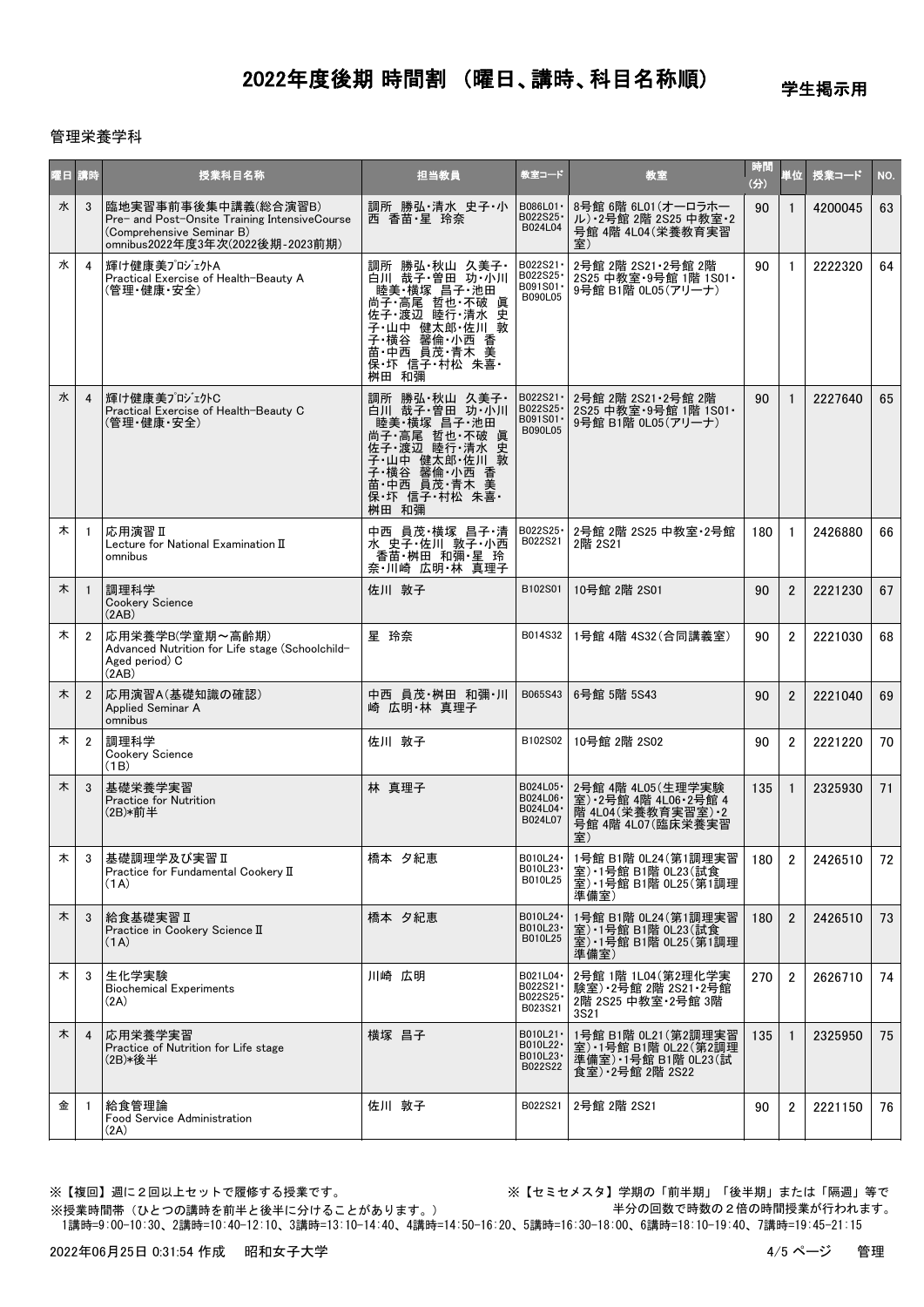# 2022年度後期 時間割 （曜日、講時、科目名称順）

学生掲示用

管理栄養学科

| 曜日 | 講時 | 授業科目名称 | 担当教員 | 教室コード | 教室 | 時間(分) | 単位 | 授業コード | NO. |
|---|---|---|---|---|---|---|---|---|---|
| 水 | 3 | 臨地実習事前事後集中講義(総合演習B)<br>Pre- and Post-Onsite Training IntensiveCourse (Comprehensive Seminar B)<br>omnibus2022年度3年次(2022後期-2023前期) | 調所 勝弘・清水 史子・小西 香苗・星 玲奈 | B086L01・B022S25・B024L04 | 8号館 6階 6L01(オーロラホール)・2号館 2階 2S25 中教室・2号館 4階 4L04(栄養教育実習室) | 90 | 1 | 4200045 | 63 |
| 水 | 4 | 輝け健康美ﾌﾟﾛｼﾞｪｸﾄA<br>Practical Exercise of Health-Beauty A<br>(管理・健康・安全) | 調所 勝弘・秋山 久美子・白川 哉子・曽田 功・小川 睦美・横塚 昌子・池田 尚子・高尾 哲也・不破 眞佐子・渡辺 睦行・清水 史子・山中 健太郎・佐川 敦子・横谷 馨倫・小西 香苗・中西 員茂・青木 美保・圷 信子・村松 朱喜・桝田 和彌 | B022S21・B022S25・B091S01・B090L05 | 2号館 2階 2S21・2号館 2階 2S25 中教室・9号館 1階 1S01・9号館 B1階 0L05(アリーナ) | 90 | 1 | 2222320 | 64 |
| 水 | 4 | 輝け健康美ﾌﾟﾛｼﾞｪｸﾄC<br>Practical Exercise of Health-Beauty C<br>(管理・健康・安全) | 調所 勝弘・秋山 久美子・白川 哉子・曽田 功・小川 睦美・横塚 昌子・池田 尚子・高尾 哲也・不破 眞佐子・渡辺 睦行・清水 史子・山中 健太郎・佐川 敦子・横谷 馨倫・小西 香苗・中西 員茂・青木 美保・圷 信子・村松 朱喜・桝田 和彌 | B022S21・B022S25・B091S01・B090L05 | 2号館 2階 2S21・2号館 2階 2S25 中教室・9号館 1階 1S01・9号館 B1階 0L05(アリーナ) | 90 | 1 | 2227640 | 65 |
| 木 | 1 | 応用演習Ⅱ<br>Lecture for National Examination Ⅱ<br>omnibus | 中西 員茂・横塚 昌子・清水 史子・佐川 敦子・小西 香苗・桝田 和彌・星 玲奈・川崎 広明・林 真理子 | B022S25・B022S21 | 2号館 2階 2S25 中教室・2号館 2階 2S21 | 180 | 1 | 2426880 | 66 |
| 木 | 1 | 調理科学<br>Cookery Science<br>(2AB) | 佐川 敦子 | B102S01 | 10号館 2階 2S01 | 90 | 2 | 2221230 | 67 |
| 木 | 2 | 応用栄養学B(学童期～高齢期)<br>Advanced Nutrition for Life stage (Schoolchild-Aged period) C<br>(2AB) | 星 玲奈 | B014S32 | 1号館 4階 4S32(合同講義室) | 90 | 2 | 2221030 | 68 |
| 木 | 2 | 応用演習A(基礎知識の確認)<br>Applied Seminar A<br>omnibus | 中西 員茂・桝田 和彌・川崎 広明・林 真理子 | B065S43 | 6号館 5階 5S43 | 90 | 2 | 2221040 | 69 |
| 木 | 2 | 調理科学<br>Cookery Science<br>(1B) | 佐川 敦子 | B102S02 | 10号館 2階 2S02 | 90 | 2 | 2221220 | 70 |
| 木 | 3 | 基礎栄養学実習<br>Practice for Nutrition<br>(2B)*前半 | 林 真理子 | B024L05・B024L06・B024L04・B024L07 | 2号館 4階 4L05(生理学実験室)・2号館 4階 4L06・2号館 4階 4L04(栄養教育実習室)・2号館 4階 4L07(臨床栄養実習室) | 135 | 1 | 2325930 | 71 |
| 木 | 3 | 基礎調理学及び実習Ⅱ<br>Practice for Fundamental Cookery Ⅱ<br>(1A) | 橋本 夕紀恵 | B010L24・B010L23・B010L25 | 1号館 B1階 0L24(第1調理実習室)・1号館 B1階 0L23(試食室)・1号館 B1階 0L25(第1調理準備室) | 180 | 2 | 2426510 | 72 |
| 木 | 3 | 給食基礎実習Ⅱ<br>Practice in Cookery Science Ⅱ<br>(1A) | 橋本 夕紀恵 | B010L24・B010L23・B010L25 | 1号館 B1階 0L24(第1調理実習室)・1号館 B1階 0L23(試食室)・1号館 B1階 0L25(第1調理準備室) | 180 | 2 | 2426510 | 73 |
| 木 | 3 | 生化学実験<br>Biochemical Experiments<br>(2A) | 川崎 広明 | B021L04・B022S21・B022S25・B023S21 | 2号館 1階 1L04(第2理化学実験室)・2号館 2階 2S21・2号館 2階 2S25 中教室・2号館 3階 3S21 | 270 | 2 | 2626710 | 74 |
| 木 | 4 | 応用栄養学実習<br>Practice of Nutrition for Life stage<br>(2B)*後半 | 横塚 昌子 | B010L21・B010L22・B010L23・B022S22 | 1号館 B1階 0L21(第2調理実習室)・1号館 B1階 0L22(第2調理準備室)・1号館 B1階 0L23(試食室)・2号館 2階 2S22 | 135 | 1 | 2325950 | 75 |
| 金 | 1 | 給食管理論<br>Food Service Administration<br>(2A) | 佐川 敦子 | B022S21 | 2号館 2階 2S21 | 90 | 2 | 2221150 | 76 |

※【複回】週に２回以上セットで履修する授業です。

※【セミセメスタ】学期の「前半期」「後半期」または「隔週」等で半分の回数で時数の２倍の時間授業が行われます。

※授業時間帯（ひとつの講時を前半と後半に分けることがあります。）
1講時=9:00-10:30、2講時=10:40-12:10、3講時=13:10-14:40、4講時=14:50-16:20、5講時=16:30-18:00、6講時=18:10-19:40、7講時=19:45-21:15

2022年06月25日 0:31:54 作成　昭和女子大学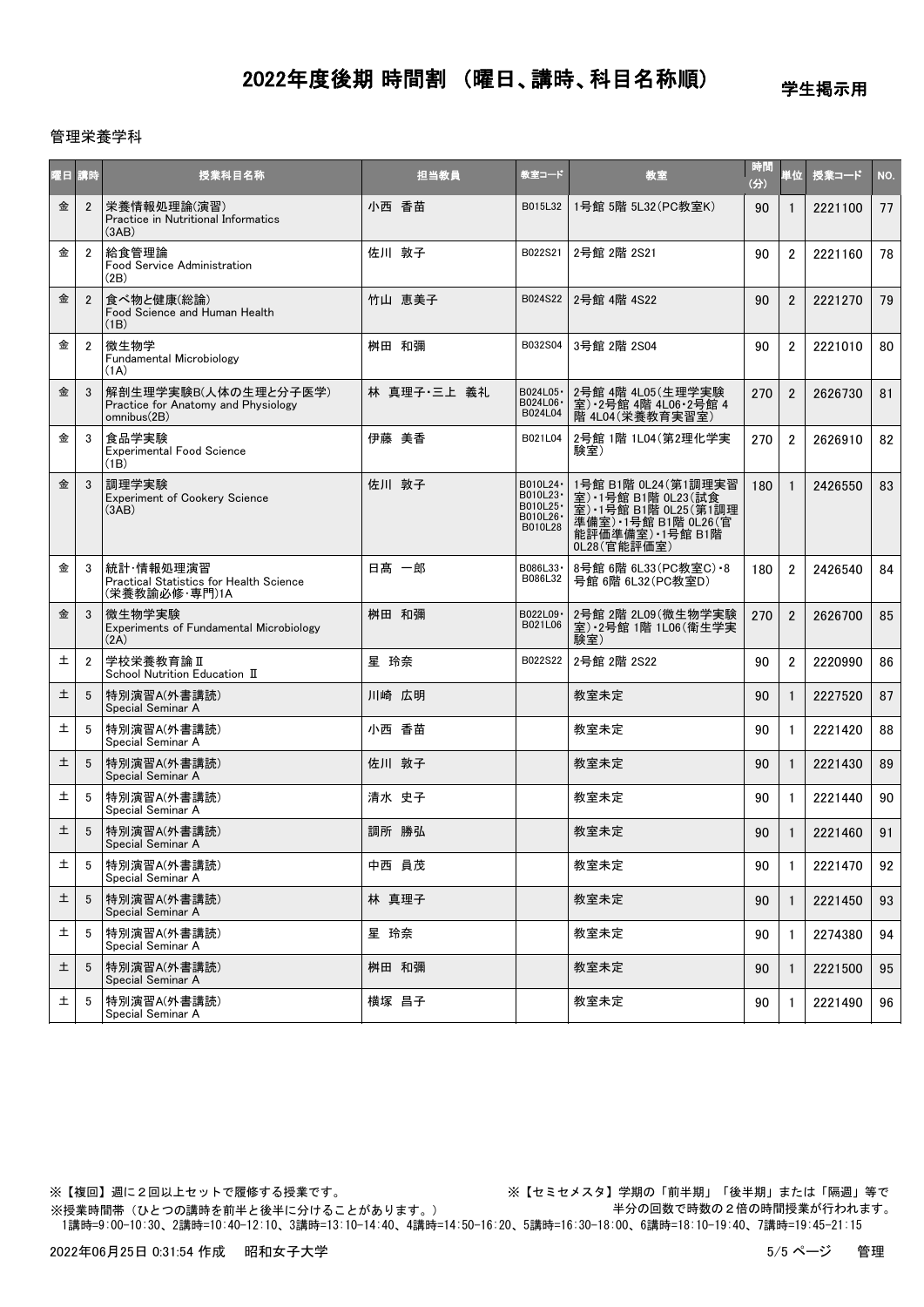# 2022年度後期 時間割 （曜日、講時、科目名称順）

学生掲示用

管理栄養学科

| 曜日 | 講時 | 授業科目名称 | 担当教員 | 教室コード | 教室 | 時間(分) | 単位 | 授業コード | NO. |
|---|---|---|---|---|---|---|---|---|---|
| 金 | 2 | 栄養情報処理論(演習) Practice in Nutritional Informatics (3AB) | 小西 香苗 | B015L32 | 1号館 5階 5L32(PC教室K) | 90 | 1 | 2221100 | 77 |
| 金 | 2 | 給食管理論 Food Service Administration (2B) | 佐川 敦子 | B022S21 | 2号館 2階 2S21 | 90 | 2 | 2221160 | 78 |
| 金 | 2 | 食べ物と健康(総論) Food Science and Human Health (1B) | 竹山 恵美子 | B024S22 | 2号館 4階 4S22 | 90 | 2 | 2221270 | 79 |
| 金 | 2 | 微生物学 Fundamental Microbiology (1A) | 桝田 和彌 | B032S04 | 3号館 2階 2S04 | 90 | 2 | 2221010 | 80 |
| 金 | 3 | 解剖生理学実験B(人体の生理と分子医学) Practice for Anatomy and Physiology omnibus(2B) | 林 真理子・三上 義礼 | B024L05・B024L06・B024L04 | 2号館 4階 4L05(生理学実験室)・2号館 4階 4L06・2号館 4階 4L04(栄養教育実習室) | 270 | 2 | 2626730 | 81 |
| 金 | 3 | 食品学実験 Experimental Food Science (1B) | 伊藤 美香 | B021L04 | 2号館 1階 1L04(第2理化学実験室) | 270 | 2 | 2626910 | 82 |
| 金 | 3 | 調理学実験 Experiment of Cookery Science (3AB) | 佐川 敦子 | B010L24・B010L23・B010L25・B010L26・B010L28 | 1号館 B1階 0L24(第1調理実習室)・1号館 B1階 0L23(試食室)・1号館 B1階 0L25(第1調理準備室)・1号館 B1階 0L26(官能評価準備室)・1号館 B1階 0L28(官能評価室) | 180 | 1 | 2426550 | 83 |
| 金 | 3 | 統計・情報処理演習 Practical Statistics for Health Science (栄養教諭必修・専門)1A | 日髙 一郎 | B086L33・B086L32 | 8号館 6階 6L33(PC教室C)・8号館 6階 6L32(PC教室D) | 180 | 2 | 2426540 | 84 |
| 金 | 3 | 微生物学実験 Experiments of Fundamental Microbiology (2A) | 桝田 和彌 | B022L09・B021L06 | 2号館 2階 2L09(微生物学実験室)・2号館 1階 1L06(衛生学実験室) | 270 | 2 | 2626700 | 85 |
| 土 | 2 | 学校栄養教育論Ⅱ School Nutrition Education Ⅱ | 星 玲奈 | B022S22 | 2号館 2階 2S22 | 90 | 2 | 2220990 | 86 |
| 土 | 5 | 特別演習A(外書講読) Special Seminar A | 川崎 広明 | | 教室未定 | 90 | 1 | 2227520 | 87 |
| 土 | 5 | 特別演習A(外書講読) Special Seminar A | 小西 香苗 | | 教室未定 | 90 | 1 | 2221420 | 88 |
| 土 | 5 | 特別演習A(外書講読) Special Seminar A | 佐川 敦子 | | 教室未定 | 90 | 1 | 2221430 | 89 |
| 土 | 5 | 特別演習A(外書講読) Special Seminar A | 清水 史子 | | 教室未定 | 90 | 1 | 2221440 | 90 |
| 土 | 5 | 特別演習A(外書講読) Special Seminar A | 諏所 勝弘 | | 教室未定 | 90 | 1 | 2221460 | 91 |
| 土 | 5 | 特別演習A(外書講読) Special Seminar A | 中西 員茂 | | 教室未定 | 90 | 1 | 2221470 | 92 |
| 土 | 5 | 特別演習A(外書講読) Special Seminar A | 林 真理子 | | 教室未定 | 90 | 1 | 2221450 | 93 |
| 土 | 5 | 特別演習A(外書講読) Special Seminar A | 星 玲奈 | | 教室未定 | 90 | 1 | 2274380 | 94 |
| 土 | 5 | 特別演習A(外書講読) Special Seminar A | 桝田 和彌 | | 教室未定 | 90 | 1 | 2221500 | 95 |
| 土 | 5 | 特別演習A(外書講読) Special Seminar A | 横塚 昌子 | | 教室未定 | 90 | 1 | 2221490 | 96 |

※【複回】週に２回以上セットで履修する授業です。

※【セミセメスタ】学期の「前半期」「後半期」または「隔週」等で半分の回数で時数の２倍の時間授業が行われます。

※授業時間帯（ひとつの講時を前半と後半に分けることがあります。）

1講時=9:00-10:30、2講時=10:40-12:10、3講時=13:10-14:40、4講時=14:50-16:20、5講時=16:30-18:00、6講時=18:10-19:40、7講時=19:45-21:15

2022年06月25日 0:31:54 作成　昭和女子大学